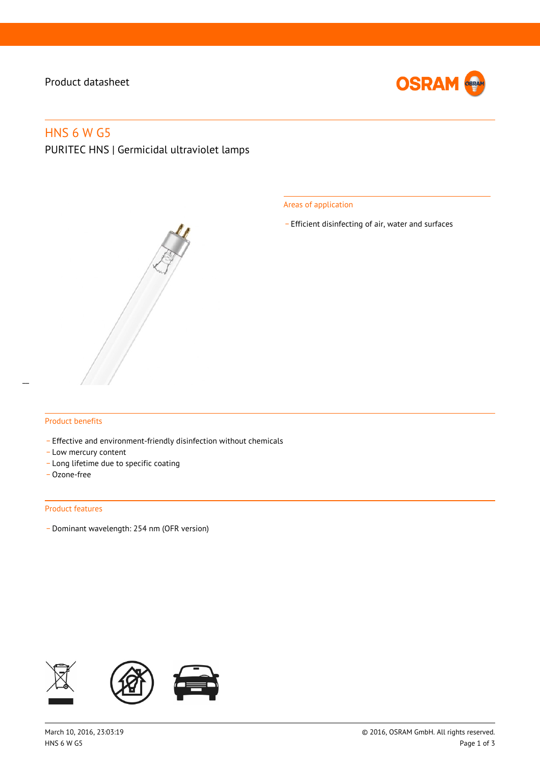Product datasheet

# HNS 6 W G5

PURITEC HNS | Germicidal ultraviolet lamps

## Areas of application

- Efficient disinfecting of air, water and surfaces

## Product benefits

- Effective and environment-friendly disinfection without chemicals
- Low mercury content
- Long lifetime due to specific coating
- Ozone-free

## Product features

- Dominant wavelength: 254 nm (OFR version)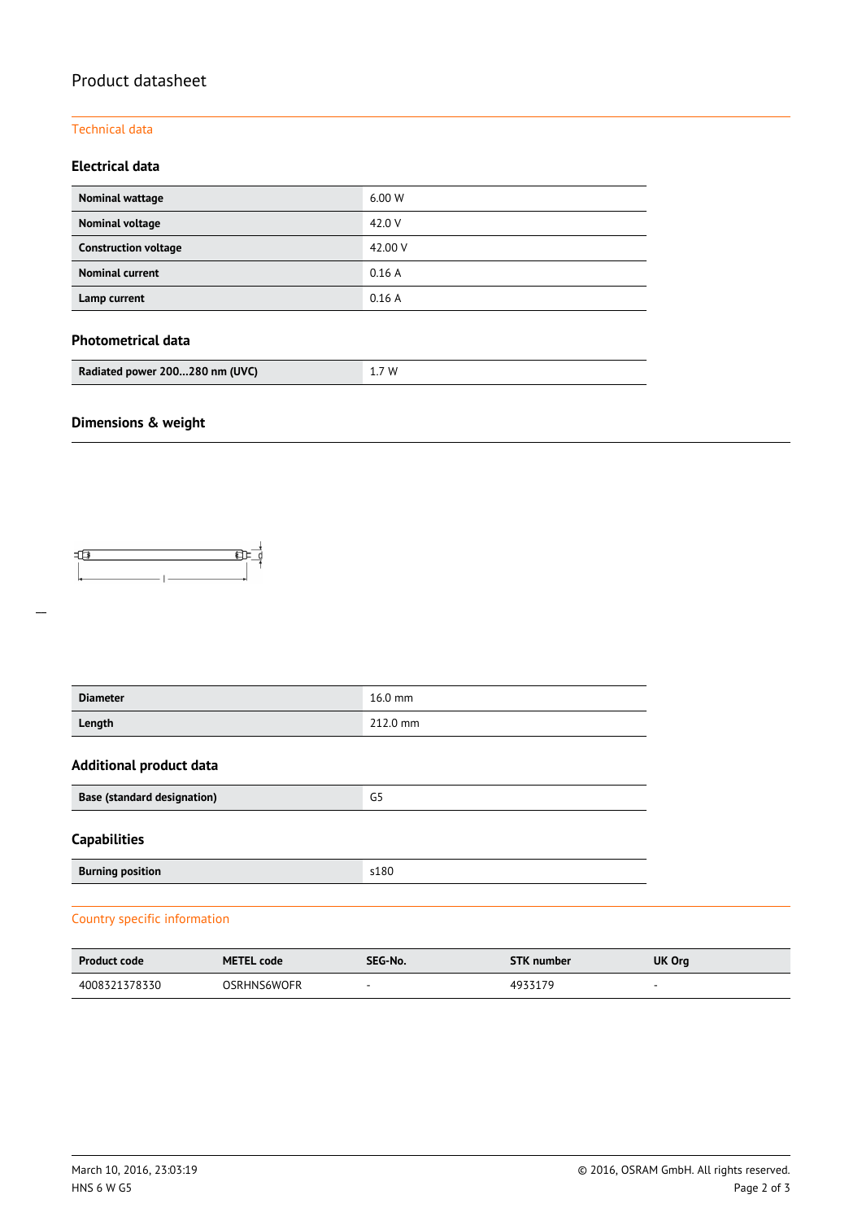# Product datasheet

## Technical data

### Electrical data

| | |
|---|---|
| **Nominal wattage** | 6.00 W |
| **Nominal voltage** | 42.0 V |
| **Construction voltage** | 42.00 V |
| **Nominal current** | 0.16 A |
| **Lamp current** | 0.16 A |

### Photometrical data

| | |
|---|---|
| **Radiated power 200...280 nm (UVC)** | 1.7 W |

### Dimensions & weight

| | |
|---|---|
| **Diameter** | 16.0 mm |
| **Length** | 212.0 mm |

### Additional product data

| | |
|---|---|
| **Base (standard designation)** | G5 |

### Capabilities

| | |
|---|---|
| **Burning position** | s180 |

## Country specific information

| Product code | METEL code | SEG-No. | STK number | UK Org |
|---|---|---|---|---|
| 4008321378330 | OSRHNS6WOFR | - | 4933179 | - |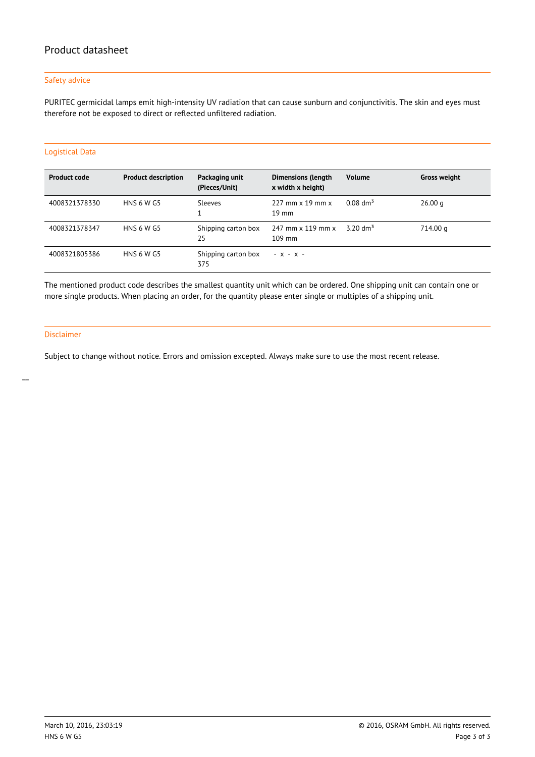# Product datasheet

## Safety advice

PURITEC germicidal lamps emit high-intensity UV radiation that can cause sunburn and conjunctivitis. The skin and eyes must therefore not be exposed to direct or reflected unfiltered radiation.

## Logistical Data

| Product code | Product description | Packaging unit (Pieces/Unit) | Dimensions (length x width x height) | Volume | Gross weight |
|---|---|---|---|---|---|
| 4008321378330 | HNS 6 W G5 | Sleeves 1 | 227 mm x 19 mm x 19 mm | 0.08 $dm^3$ | 26.00 g |
| 4008321378347 | HNS 6 W G5 | Shipping carton box 25 | 247 mm x 119 mm x 109 mm | 3.20 $dm^3$ | 714.00 g |
| 4008321805386 | HNS 6 W G5 | Shipping carton box 375 | - x - x - | | |

The mentioned product code describes the smallest quantity unit which can be ordered. One shipping unit can contain one or more single products. When placing an order, for the quantity please enter single or multiples of a shipping unit.

## Disclaimer

Subject to change without notice. Errors and omission excepted. Always make sure to use the most recent release.